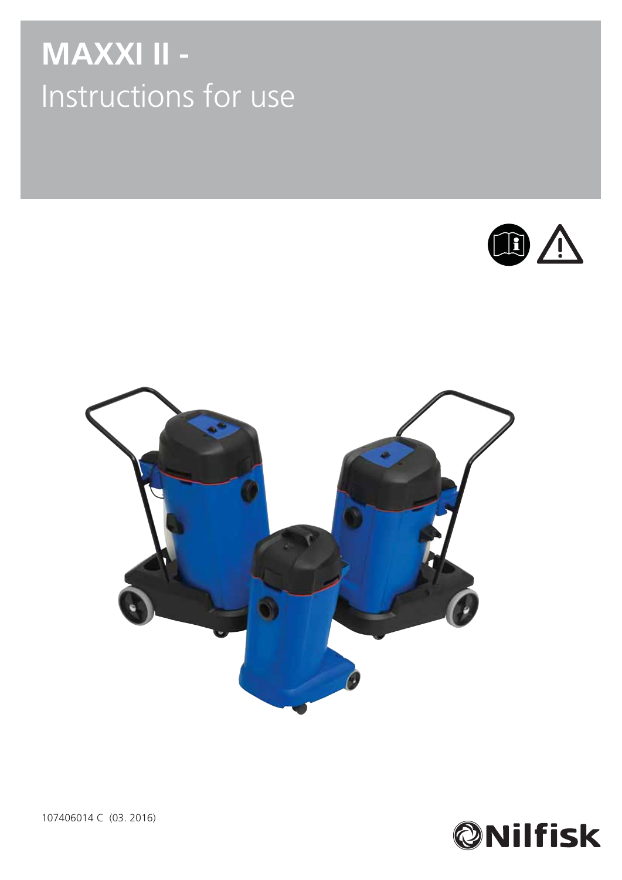# MAXXI II -
Instructions for use

107406014 C (03. 2016)

Nilfisk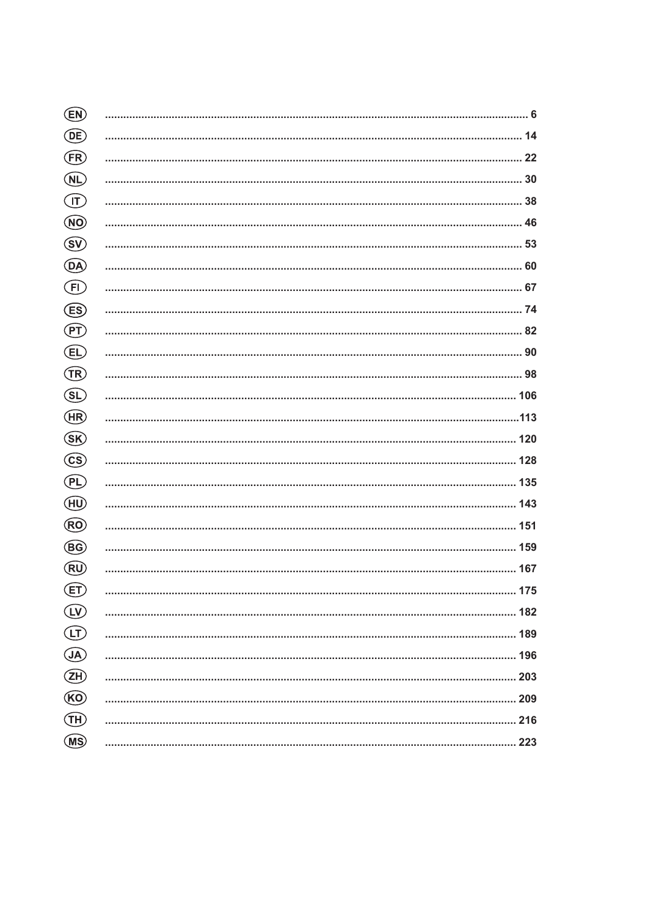| | |
|---|---|
| EN | 6 |
| DE | 14 |
| FR | 22 |
| NL | 30 |
| IT | 38 |
| NO | 46 |
| SV | 53 |
| DA | 60 |
| FI | 67 |
| ES | 74 |
| PT | 82 |
| EL | 90 |
| TR | 98 |
| SL | 106 |
| HR | 113 |
| SK | 120 |
| CS | 128 |
| PL | 135 |
| HU | 143 |
| RO | 151 |
| BG | 159 |
| RU | 167 |
| ET | 175 |
| LV | 182 |
| LT | 189 |
| JA | 196 |
| ZH | 203 |
| KO | 209 |
| TH | 216 |
| MS | 223 |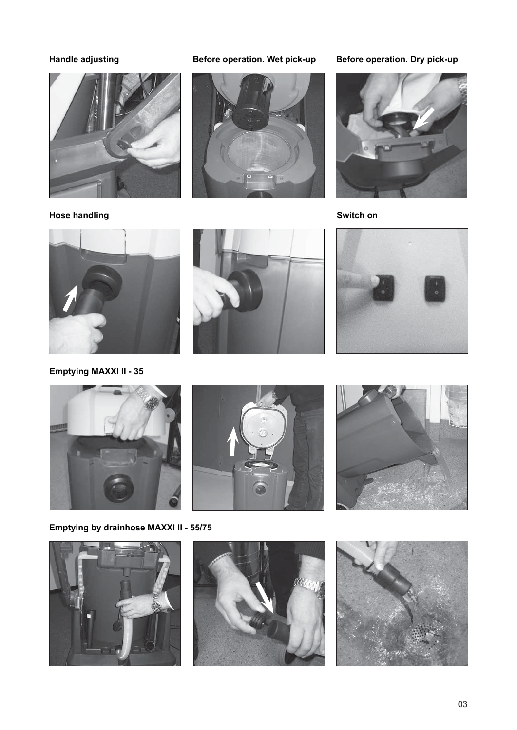**Handle adjusting**

**Before operation. Wet pick-up**

**Before operation. Dry pick-up**

**Hose handling**

**Switch on**

**Emptying MAXXI II - 35**

**Emptying by drainhose MAXXI II - 55/75**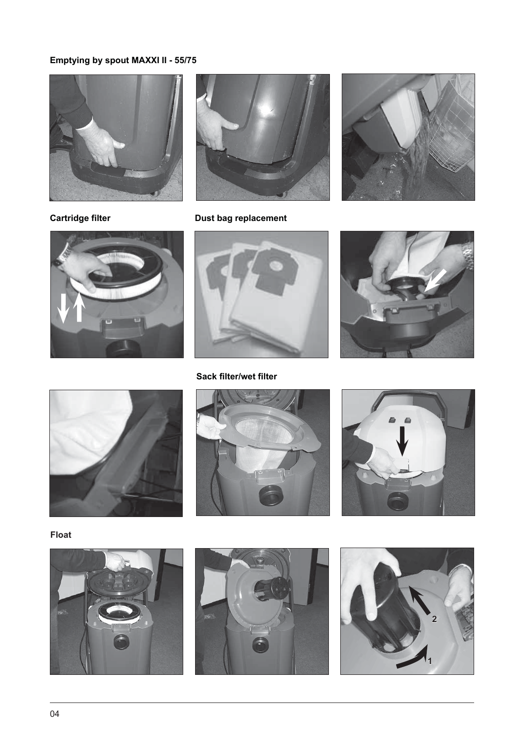**Emptying by spout MAXXI II - 55/75**

**Cartridge filter**

**Dust bag replacement**

**Sack filter/wet filter**

**Float**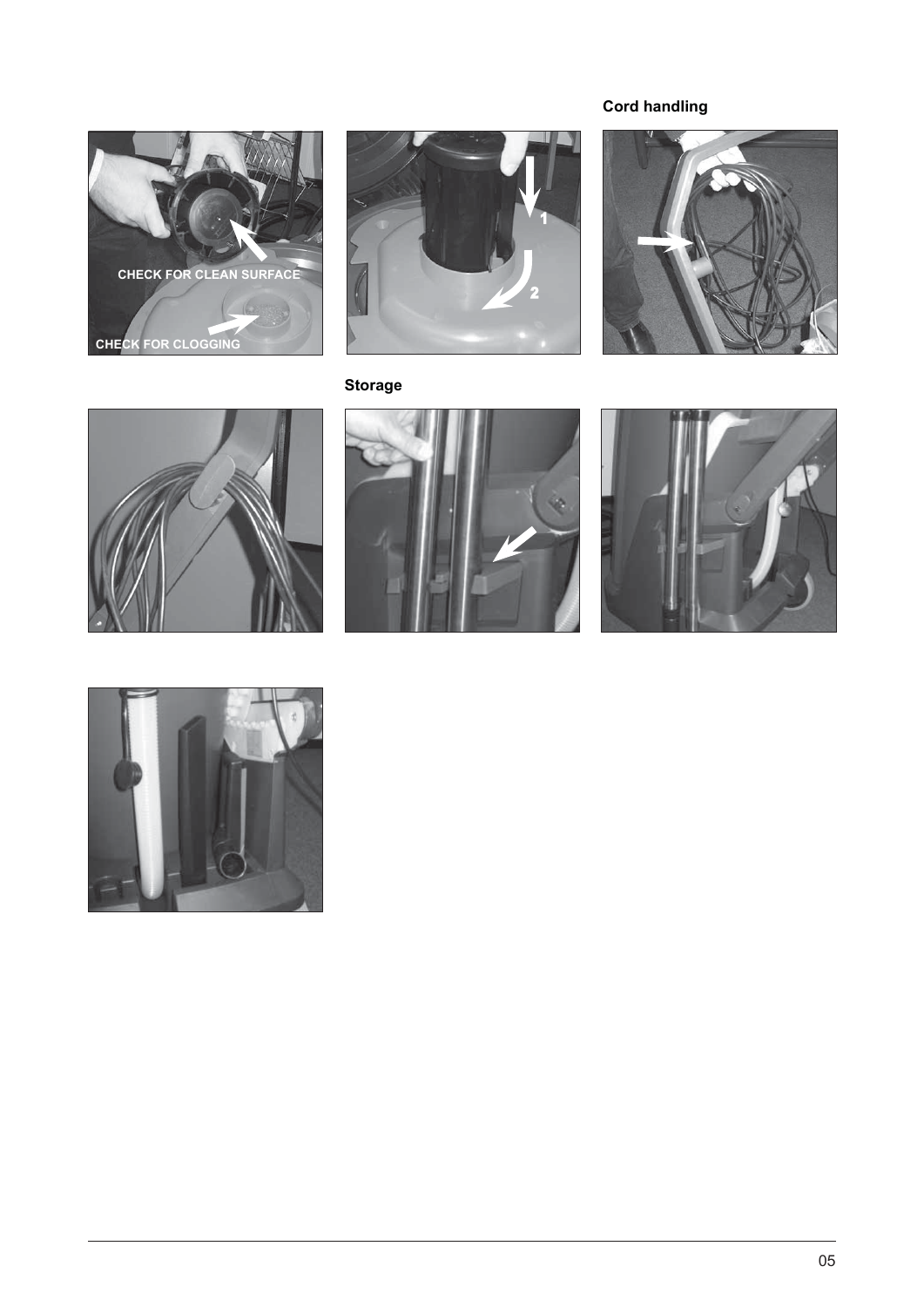CHECK FOR CLEAN SURFACE

CHECK FOR CLOGGING

### Cord handling

### Storage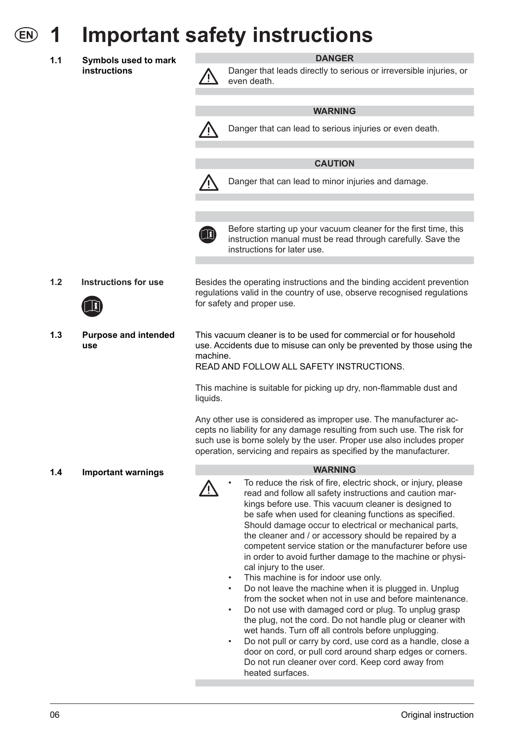# 1 Important safety instructions

## 1.1 Symbols used to mark instructions

**DANGER**

Danger that leads directly to serious or irreversible injuries, or even death.

**WARNING**

Danger that can lead to serious injuries or even death.

**CAUTION**

Danger that can lead to minor injuries and damage.

Before starting up your vacuum cleaner for the first time, this instruction manual must be read through carefully. Save the instructions for later use.

## 1.2 Instructions for use

Besides the operating instructions and the binding accident prevention regulations valid in the country of use, observe recognised regulations for safety and proper use.

## 1.3 Purpose and intended use

This vacuum cleaner is to be used for commercial or for household use. Accidents due to misuse can only be prevented by those using the machine.
READ AND FOLLOW ALL SAFETY INSTRUCTIONS.

This machine is suitable for picking up dry, non-flammable dust and liquids.

Any other use is considered as improper use. The manufacturer accepts no liability for any damage resulting from such use. The risk for such use is borne solely by the user. Proper use also includes proper operation, servicing and repairs as specified by the manufacturer.

## 1.4 Important warnings

**WARNING**

- To reduce the risk of fire, electric shock, or injury, please read and follow all safety instructions and caution markings before use. This vacuum cleaner is designed to be safe when used for cleaning functions as specified. Should damage occur to electrical or mechanical parts, the cleaner and / or accessory should be repaired by a competent service station or the manufacturer before use in order to avoid further damage to the machine or physical injury to the user.
- This machine is for indoor use only.
- Do not leave the machine when it is plugged in. Unplug from the socket when not in use and before maintenance.
- Do not use with damaged cord or plug. To unplug grasp the plug, not the cord. Do not handle plug or cleaner with wet hands. Turn off all controls before unplugging.
- Do not pull or carry by cord, use cord as a handle, close a door on cord, or pull cord around sharp edges or corners. Do not run cleaner over cord. Keep cord away from heated surfaces.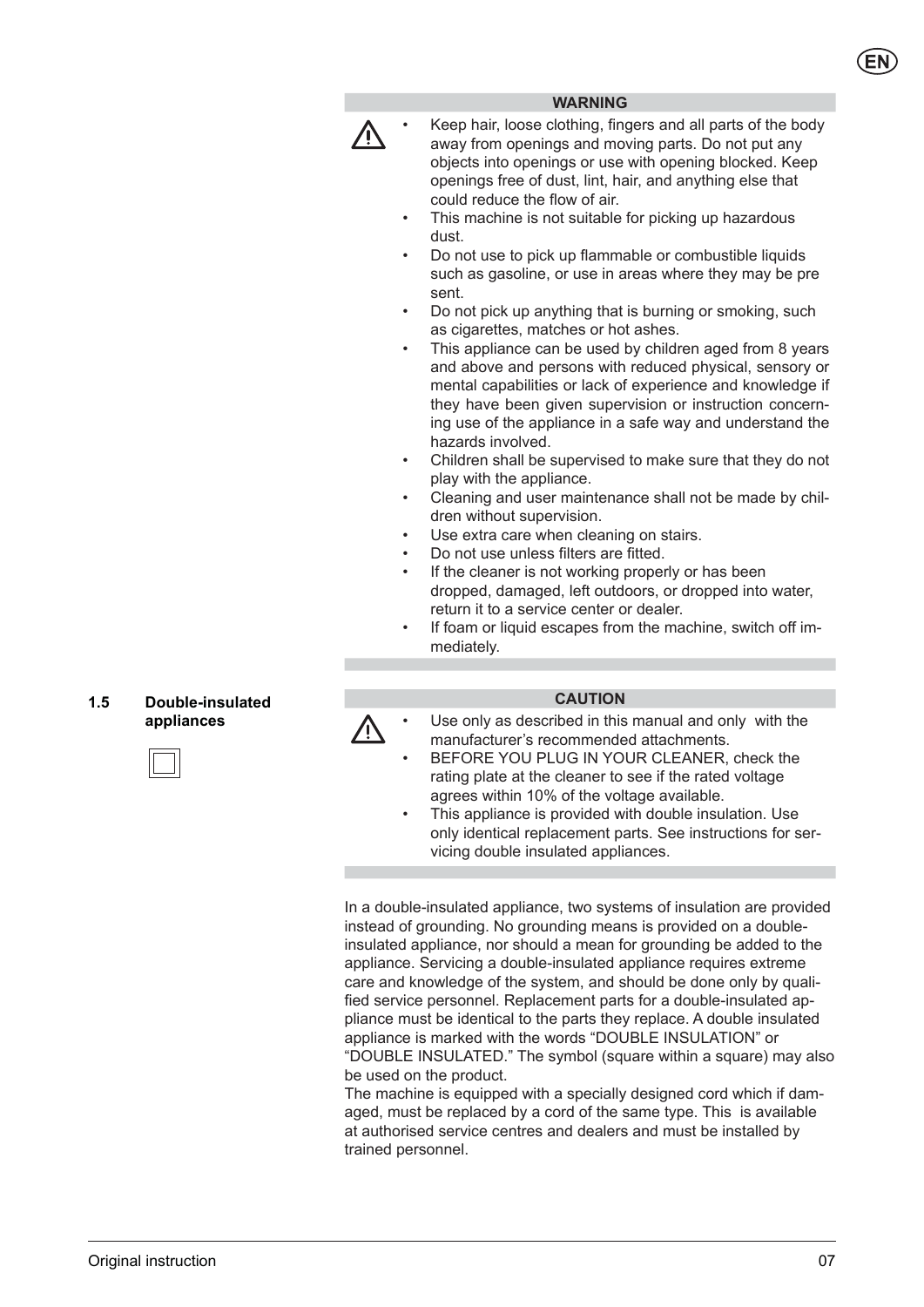**WARNING**

- Keep hair, loose clothing, fingers and all parts of the body away from openings and moving parts. Do not put any objects into openings or use with opening blocked. Keep openings free of dust, lint, hair, and anything else that could reduce the flow of air.
- This machine is not suitable for picking up hazardous dust.
- Do not use to pick up flammable or combustible liquids such as gasoline, or use in areas where they may be pre sent.
- Do not pick up anything that is burning or smoking, such as cigarettes, matches or hot ashes.
- This appliance can be used by children aged from 8 years and above and persons with reduced physical, sensory or mental capabilities or lack of experience and knowledge if they have been given supervision or instruction concerning use of the appliance in a safe way and understand the hazards involved.
- Children shall be supervised to make sure that they do not play with the appliance.
- Cleaning and user maintenance shall not be made by children without supervision.
- Use extra care when cleaning on stairs.
- Do not use unless filters are fitted.
- If the cleaner is not working properly or has been dropped, damaged, left outdoors, or dropped into water, return it to a service center or dealer.
- If foam or liquid escapes from the machine, switch off immediately.

## 1.5 Double-insulated appliances

**CAUTION**

- Use only as described in this manual and only with the manufacturer's recommended attachments.
- BEFORE YOU PLUG IN YOUR CLEANER, check the rating plate at the cleaner to see if the rated voltage agrees within 10% of the voltage available.
- This appliance is provided with double insulation. Use only identical replacement parts. See instructions for servicing double insulated appliances.

In a double-insulated appliance, two systems of insulation are provided instead of grounding. No grounding means is provided on a double-insulated appliance, nor should a mean for grounding be added to the appliance. Servicing a double-insulated appliance requires extreme care and knowledge of the system, and should be done only by qualified service personnel. Replacement parts for a double-insulated appliance must be identical to the parts they replace. A double insulated appliance is marked with the words "DOUBLE INSULATION" or "DOUBLE INSULATED." The symbol (square within a square) may also be used on the product.

The machine is equipped with a specially designed cord which if damaged, must be replaced by a cord of the same type. This is available at authorised service centres and dealers and must be installed by trained personnel.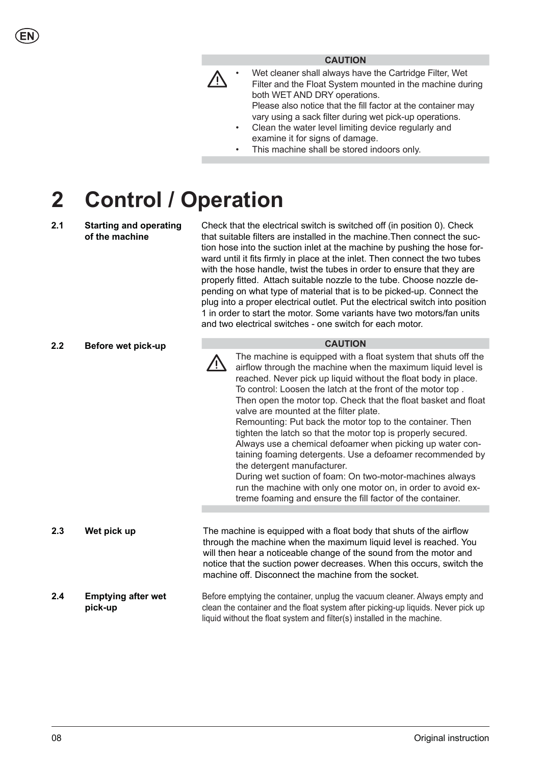**CAUTION**

⚠

- Wet cleaner shall always have the Cartridge Filter, Wet Filter and the Float System mounted in the machine during both WET AND DRY operations.
  Please also notice that the fill factor at the container may vary using a sack filter during wet pick-up operations.
- Clean the water level limiting device regularly and examine it for signs of damage.
- This machine shall be stored indoors only.

# 2 Control / Operation

## 2.1 Starting and operating of the machine

Check that the electrical switch is switched off (in position 0). Check that suitable filters are installed in the machine.Then connect the suction hose into the suction inlet at the machine by pushing the hose forward until it fits firmly in place at the inlet. Then connect the two tubes with the hose handle, twist the tubes in order to ensure that they are properly fitted. Attach suitable nozzle to the tube. Choose nozzle depending on what type of material that is to be picked-up. Connect the plug into a proper electrical outlet. Put the electrical switch into position 1 in order to start the motor. Some variants have two motors/fan units and two electrical switches - one switch for each motor.

## 2.2 Before wet pick-up

**CAUTION**

⚠

The machine is equipped with a float system that shuts off the airflow through the machine when the maximum liquid level is reached. Never pick up liquid without the float body in place.
To control: Loosen the latch at the front of the motor top . Then open the motor top. Check that the float basket and float valve are mounted at the filter plate.
Remounting: Put back the motor top to the container. Then tighten the latch so that the motor top is properly secured.
Always use a chemical defoamer when picking up water containing foaming detergents. Use a defoamer recommended by the detergent manufacturer.
During wet suction of foam: On two-motor-machines always run the machine with only one motor on, in order to avoid extreme foaming and ensure the fill factor of the container.

## 2.3 Wet pick up

The machine is equipped with a float body that shuts of the airflow through the machine when the maximum liquid level is reached. You will then hear a noticeable change of the sound from the motor and notice that the suction power decreases. When this occurs, switch the machine off. Disconnect the machine from the socket.

## 2.4 Emptying after wet pick-up

Before emptying the container, unplug the vacuum cleaner. Always empty and clean the container and the float system after picking-up liquids. Never pick up liquid without the float system and filter(s) installed in the machine.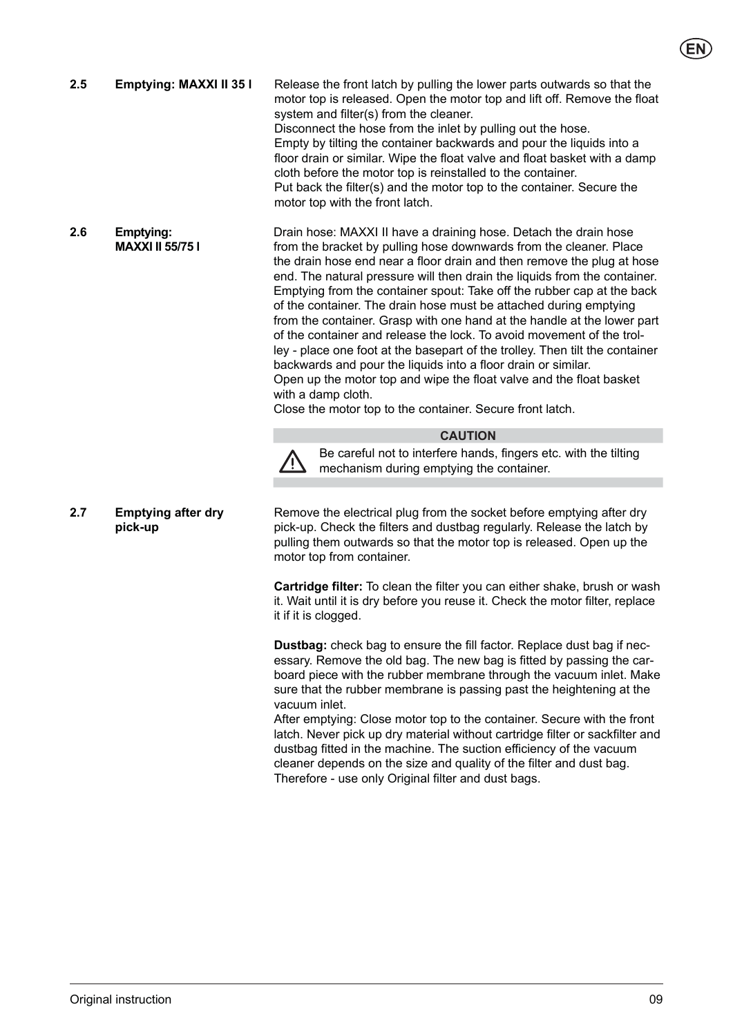## 2.5 Emptying: MAXXI II 35 l

Release the front latch by pulling the lower parts outwards so that the motor top is released. Open the motor top and lift off. Remove the float system and filter(s) from the cleaner.
Disconnect the hose from the inlet by pulling out the hose.
Empty by tilting the container backwards and pour the liquids into a floor drain or similar. Wipe the float valve and float basket with a damp cloth before the motor top is reinstalled to the container.
Put back the filter(s) and the motor top to the container. Secure the motor top with the front latch.

## 2.6 Emptying: MAXXI II 55/75 l

Drain hose: MAXXI II have a draining hose. Detach the drain hose from the bracket by pulling hose downwards from the cleaner. Place the drain hose end near a floor drain and then remove the plug at hose end. The natural pressure will then drain the liquids from the container.
Emptying from the container spout: Take off the rubber cap at the back of the container. The drain hose must be attached during emptying from the container. Grasp with one hand at the handle at the lower part of the container and release the lock. To avoid movement of the trolley - place one foot at the basepart of the trolley. Then tilt the container backwards and pour the liquids into a floor drain or similar.
Open up the motor top and wipe the float valve and the float basket with a damp cloth.
Close the motor top to the container. Secure front latch.

**CAUTION**

⚠ Be careful not to interfere hands, fingers etc. with the tilting mechanism during emptying the container.

## 2.7 Emptying after dry pick-up

Remove the electrical plug from the socket before emptying after dry pick-up. Check the filters and dustbag regularly. Release the latch by pulling them outwards so that the motor top is released. Open up the motor top from container.

**Cartridge filter:** To clean the filter you can either shake, brush or wash it. Wait until it is dry before you reuse it. Check the motor filter, replace it if it is clogged.

**Dustbag:** check bag to ensure the fill factor. Replace dust bag if necessary. Remove the old bag. The new bag is fitted by passing the carboard piece with the rubber membrane through the vacuum inlet. Make sure that the rubber membrane is passing past the heightening at the vacuum inlet.
After emptying: Close motor top to the container. Secure with the front latch. Never pick up dry material without cartridge filter or sackfilter and dustbag fitted in the machine. The suction efficiency of the vacuum cleaner depends on the size and quality of the filter and dust bag. Therefore - use only Original filter and dust bags.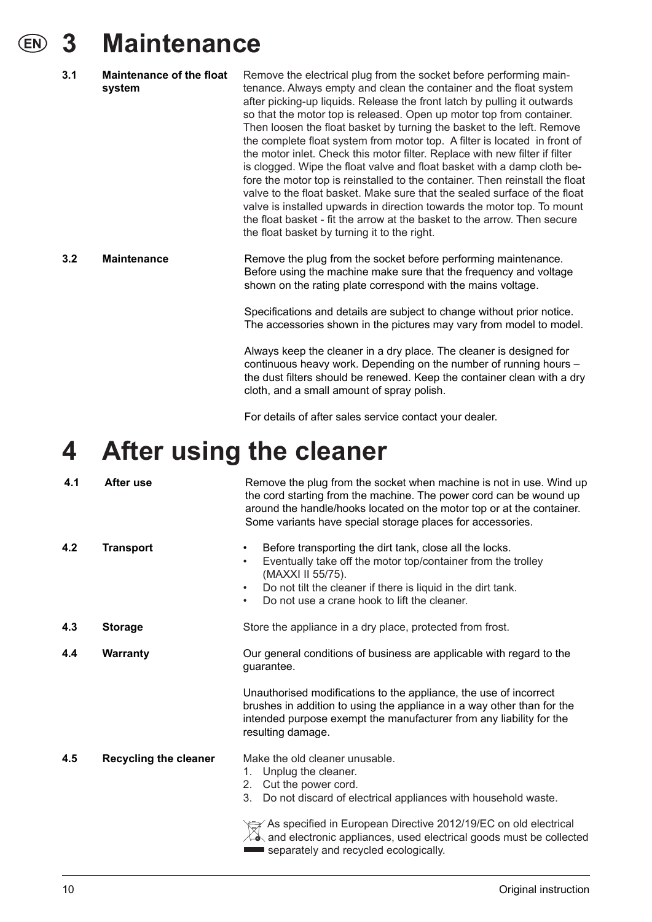# 3 Maintenance

### 3.1 Maintenance of the float system

Remove the electrical plug from the socket before performing maintenance. Always empty and clean the container and the float system after picking-up liquids. Release the front latch by pulling it outwards so that the motor top is released. Open up motor top from container. Then loosen the float basket by turning the basket to the left. Remove the complete float system from motor top. A filter is located in front of the motor inlet. Check this motor filter. Replace with new filter if filter is clogged. Wipe the float valve and float basket with a damp cloth before the motor top is reinstalled to the container. Then reinstall the float valve to the float basket. Make sure that the sealed surface of the float valve is installed upwards in direction towards the motor top. To mount the float basket - fit the arrow at the basket to the arrow. Then secure the float basket by turning it to the right.

### 3.2 Maintenance

Remove the plug from the socket before performing maintenance. Before using the machine make sure that the frequency and voltage shown on the rating plate correspond with the mains voltage.

Specifications and details are subject to change without prior notice. The accessories shown in the pictures may vary from model to model.

Always keep the cleaner in a dry place. The cleaner is designed for continuous heavy work. Depending on the number of running hours – the dust filters should be renewed. Keep the container clean with a dry cloth, and a small amount of spray polish.

For details of after sales service contact your dealer.

# 4 After using the cleaner

### 4.1 After use

Remove the plug from the socket when machine is not in use. Wind up the cord starting from the machine. The power cord can be wound up around the handle/hooks located on the motor top or at the container. Some variants have special storage places for accessories.

### 4.2 Transport

- Before transporting the dirt tank, close all the locks.
- Eventually take off the motor top/container from the trolley (MAXXI II 55/75).
- Do not tilt the cleaner if there is liquid in the dirt tank.
- Do not use a crane hook to lift the cleaner.

### 4.3 Storage

Store the appliance in a dry place, protected from frost.

### 4.4 Warranty

Our general conditions of business are applicable with regard to the guarantee.

Unauthorised modifications to the appliance, the use of incorrect brushes in addition to using the appliance in a way other than for the intended purpose exempt the manufacturer from any liability for the resulting damage.

### 4.5 Recycling the cleaner

Make the old cleaner unusable.

1. Unplug the cleaner.
2. Cut the power cord.
3. Do not discard of electrical appliances with household waste.

As specified in European Directive 2012/19/EC on old electrical and electronic appliances, used electrical goods must be collected separately and recycled ecologically.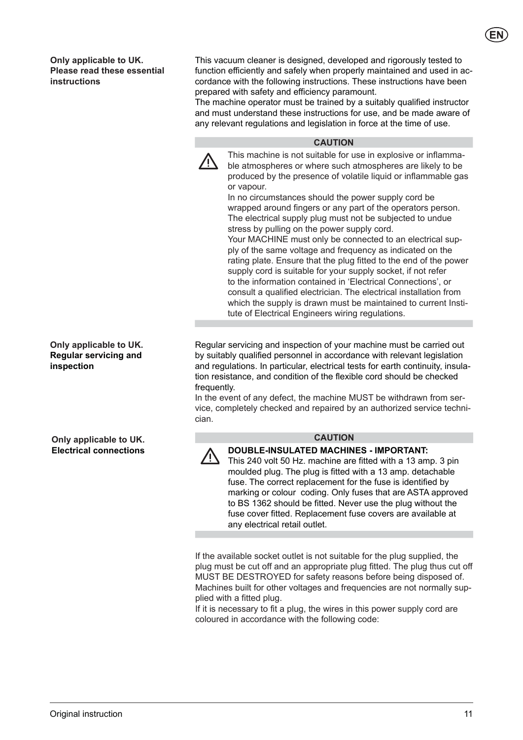**Only applicable to UK. Please read these essential instructions**

This vacuum cleaner is designed, developed and rigorously tested to function efficiently and safely when properly maintained and used in accordance with the following instructions. These instructions have been prepared with safety and efficiency paramount.
The machine operator must be trained by a suitably qualified instructor and must understand these instructions for use, and be made aware of any relevant regulations and legislation in force at the time of use.

**CAUTION**

⚠ This machine is not suitable for use in explosive or inflammable atmospheres or where such atmospheres are likely to be produced by the presence of volatile liquid or inflammable gas or vapour.
In no circumstances should the power supply cord be wrapped around fingers or any part of the operators person. The electrical supply plug must not be subjected to undue stress by pulling on the power supply cord.
Your MACHINE must only be connected to an electrical supply of the same voltage and frequency as indicated on the rating plate. Ensure that the plug fitted to the end of the power supply cord is suitable for your supply socket, if not refer to the information contained in 'Electrical Connections', or consult a qualified electrician. The electrical installation from which the supply is drawn must be maintained to current Institute of Electrical Engineers wiring regulations.

**Only applicable to UK. Regular servicing and inspection**

Regular servicing and inspection of your machine must be carried out by suitably qualified personnel in accordance with relevant legislation and regulations. In particular, electrical tests for earth continuity, insulation resistance, and condition of the flexible cord should be checked frequently.
In the event of any defect, the machine MUST be withdrawn from service, completely checked and repaired by an authorized service technician.

**Only applicable to UK. Electrical connections**

**CAUTION**

⚠ **DOUBLE-INSULATED MACHINES - IMPORTANT:**
This 240 volt 50 Hz. machine are fitted with a 13 amp. 3 pin moulded plug. The plug is fitted with a 13 amp. detachable fuse. The correct replacement for the fuse is identified by marking or colour coding. Only fuses that are ASTA approved to BS 1362 should be fitted. Never use the plug without the fuse cover fitted. Replacement fuse covers are available at any electrical retail outlet.

If the available socket outlet is not suitable for the plug supplied, the plug must be cut off and an appropriate plug fitted. The plug thus cut off MUST BE DESTROYED for safety reasons before being disposed of.
Machines built for other voltages and frequencies are not normally supplied with a fitted plug.
If it is necessary to fit a plug, the wires in this power supply cord are coloured in accordance with the following code: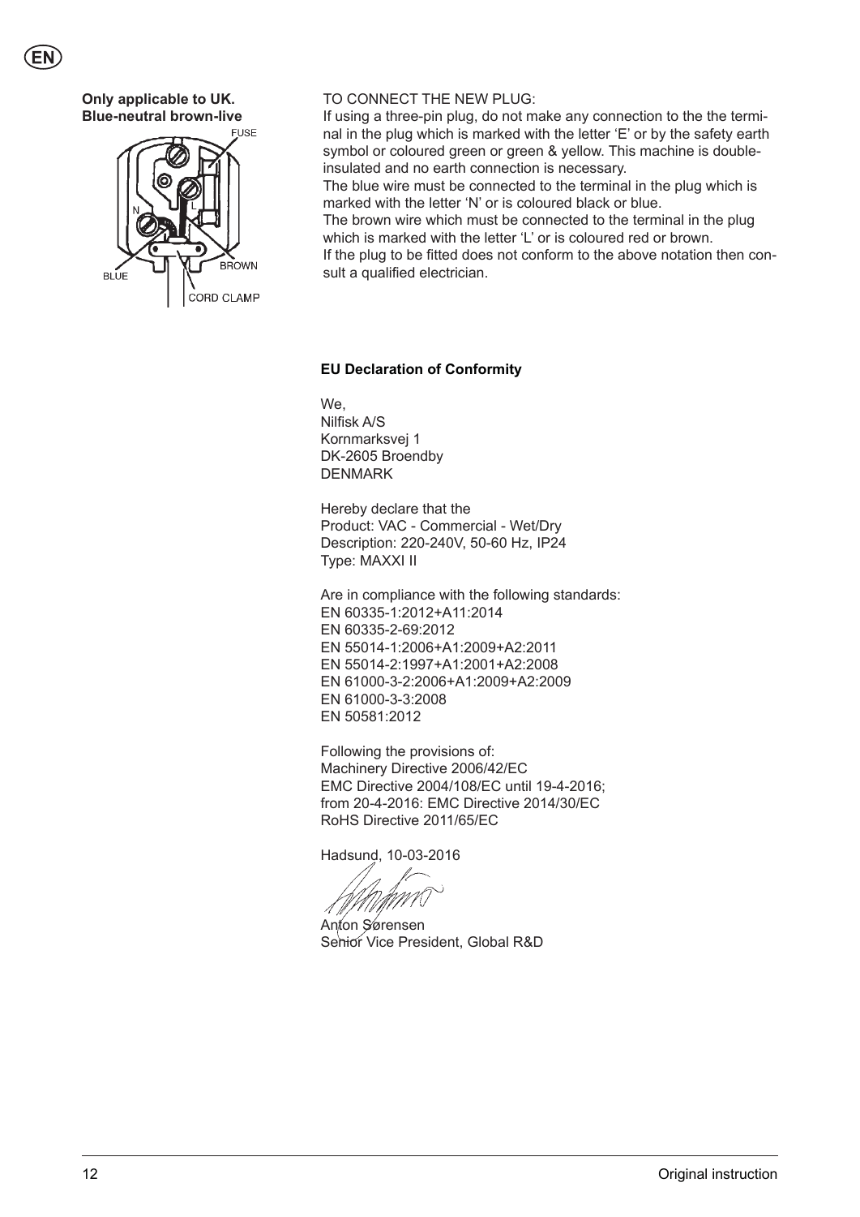**Only applicable to UK.**
**Blue-neutral brown-live**

TO CONNECT THE NEW PLUG:
If using a three-pin plug, do not make any connection to the the terminal in the plug which is marked with the letter 'E' or by the safety earth symbol or coloured green or green & yellow. This machine is double-insulated and no earth connection is necessary.
The blue wire must be connected to the terminal in the plug which is marked with the letter 'N' or is coloured black or blue.
The brown wire which must be connected to the terminal in the plug which is marked with the letter 'L' or is coloured red or brown.
If the plug to be fitted does not conform to the above notation then consult a qualified electrician.

**EU Declaration of Conformity**

We,
Nilfisk A/S
Kornmarksvej 1
DK-2605 Broendby
DENMARK

Hereby declare that the
Product: VAC - Commercial - Wet/Dry
Description: 220-240V, 50-60 Hz, IP24
Type: MAXXI II

Are in compliance with the following standards:
EN 60335-1:2012+A11:2014
EN 60335-2-69:2012
EN 55014-1:2006+A1:2009+A2:2011
EN 55014-2:1997+A1:2001+A2:2008
EN 61000-3-2:2006+A1:2009+A2:2009
EN 61000-3-3:2008
EN 50581:2012

Following the provisions of:
Machinery Directive 2006/42/EC
EMC Directive 2004/108/EC until 19-4-2016;
from 20-4-2016: EMC Directive 2014/30/EC
RoHS Directive 2011/65/EC

Hadsund, 10-03-2016

Anton Sørensen
Senior Vice President, Global R&D

Original instruction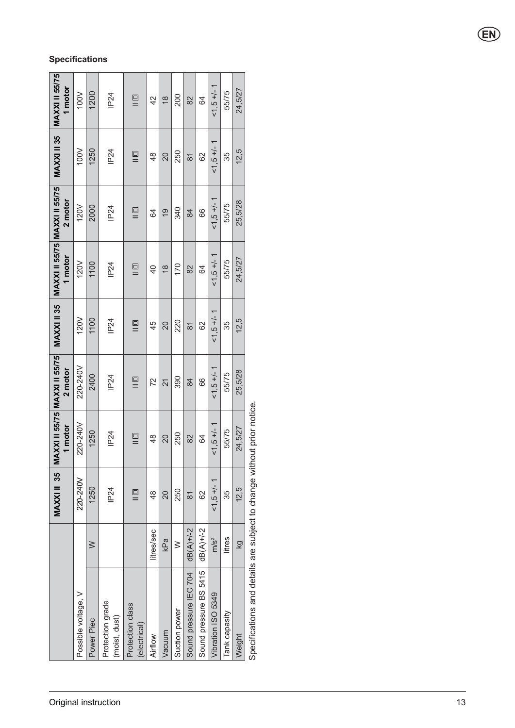## Specifications

| | | MAXXI II 35 | MAXXI II 55/75 1 motor | MAXXI II 55/75 2 motor | MAXXI II 35 | MAXXI II 55/75 1 motor | MAXXI II 55/75 2 motor | MAXXI II 35 | MAXXI II 55/75 1 motor |
|---|---|---|---|---|---|---|---|---|---|
| Possible voltage, V | | 220-240V | 220-240V | 220-240V | 120V | 120V | 120V | 100V | 100V |
| Power Piec | W | 1250 | 1250 | 2400 | 1100 | 1100 | 2000 | 1250 | 1200 |
| Protection grade (moist, dust) | | IP24 | IP24 | IP24 | IP24 | IP24 | IP24 | IP24 | IP24 |
| Protection class (electrical) | | II ▣ | II ▣ | II ▣ | II ▣ | II ▣ | II ▣ | II ▣ | II ▣ |
| Airflow | litres/sec | 48 | 48 | 72 | 45 | 40 | 64 | 48 | 42 |
| Vacuum | kPa | 20 | 20 | 21 | 20 | 18 | 19 | 20 | 18 |
| Suction power | W | 250 | 250 | 390 | 220 | 170 | 340 | 250 | 200 |
| Sound pressure IEC 704 | dB(A)+/-2 | 81 | 82 | 84 | 81 | 82 | 84 | 81 | 82 |
| Sound pressure BS 5415 | dB(A)+/-2 | 62 | 64 | 66 | 62 | 64 | 66 | 62 | 64 |
| Vibration ISO 5349 | m/s² | <1,5 +/- 1 | <1,5 +/- 1 | <1,5 +/- 1 | <1,5 +/- 1 | <1,5 +/- 1 | <1,5 +/- 1 | <1,5 +/- 1 | <1,5 +/- 1 |
| Tank capasity | litres | 35 | 55/75 | 55/75 | 35 | 55/75 | 55/75 | 35 | 55/75 |
| Weight | kg | 12,5 | 24,5/27 | 25,5/28 | 12,5 | 24,5/27 | 25,5/28 | 12,5 | 24,5/27 |

Specifications and details are subject to change without prior notice.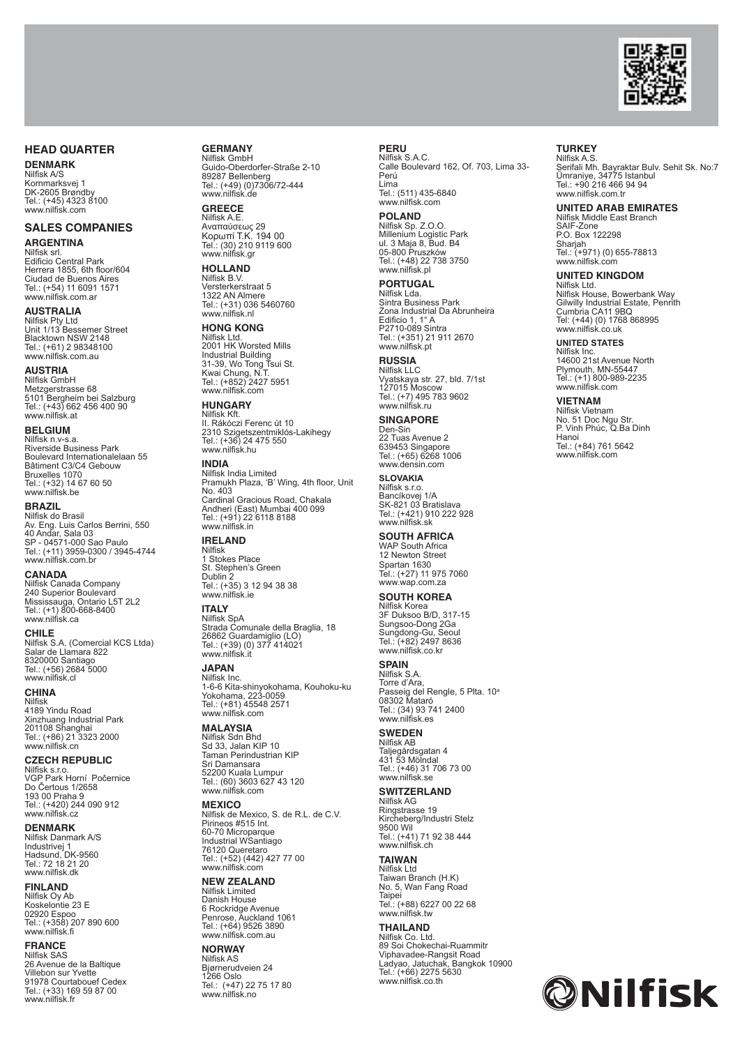## HEAD QUARTER

**DENMARK**
Nilfisk A/S
Kornmarksvej 1
DK-2605 Brøndby
Tel.: (+45) 4323 8100
www.nilfisk.com

## SALES COMPANIES

**ARGENTINA**
Nilfisk srl.
Edificio Central Park
Herrera 1855, 6th floor/604
Ciudad de Buenos Aires
Tel.: (+54) 11 6091 1571
www.nilfisk.com.ar

**AUSTRALIA**
Nilfisk Pty Ltd
Unit 1/13 Bessemer Street
Blacktown NSW 2148
Tel.: (+61) 2 98348100
www.nilfisk.com.au

**AUSTRIA**
Nilfisk GmbH
Metzgerstrasse 68
5101 Bergheim bei Salzburg
Tel.: (+43) 662 456 400 90
www.nilfisk.at

**BELGIUM**
Nilfisk n.v-s.a.
Riverside Business Park
Boulevard Internationalelaan 55
Bâtiment C3/C4 Gebouw
Bruxelles 1070
Tel.: (+32) 14 67 60 50
www.nilfisk.be

**BRAZIL**
Nilfisk do Brasil
Av. Eng. Luis Carlos Berrini, 550
40 Andar, Sala 03
SP - 04571-000 Sao Paulo
Tel.: (+11) 3959-0300 / 3945-4744
www.nilfisk.com.br

**CANADA**
Nilfisk Canada Company
240 Superior Boulevard
Mississauga, Ontario L5T 2L2
Tel.: (+1) 800-668-8400
www.nilfisk.ca

**CHILE**
Nilfisk S.A. (Comercial KCS Ltda)
Salar de Llamara 822
8320000 Santiago
Tel.: (+56) 2684 5000
www.nilfisk.cl

**CHINA**
Nilfisk
4189 Yindu Road
Xinzhuang Industrial Park
201108 Shanghai
Tel.: (+86) 21 3323 2000
www.nilfisk.cn

**CZECH REPUBLIC**
Nilfisk s.r.o.
VGP Park Horní Počernice
Do Čertous 1/2658
193 00 Praha 9
Tel.: (+420) 244 090 912
www.nilfisk.cz

**DENMARK**
Nilfisk Danmark A/S
Industrivej 1
Hadsund, DK-9560
Tel.: 72 18 21 20
www.nilfisk.dk

**FINLAND**
Nilfisk Oy Ab
Koskelontie 23 E
02920 Espoo
Tel.: (+358) 207 890 600
www.nilfisk.fi

**FRANCE**
Nilfisk SAS
26 Avenue de la Baltique
Villebon sur Yvette
91978 Courtabouef Cedex
Tel.: (+33) 169 59 87 00
www.nilfisk.fr

**GERMANY**
Nilfisk GmbH
Guido-Oberdorfer-Straße 2-10
89287 Bellenberg
Tel.: (+49) (0)7306/72-444
www.nilfisk.de

**GREECE**
Nilfisk A.E.
Αναπαύσεως 29
Κορωπί Τ.Κ. 194 00
Tel.: (30) 210 9119 600
www.nilfisk.gr

**HOLLAND**
Nilfisk B.V.
Versterkerstraat 5
1322 AN Almere
Tel.: (+31) 036 5460760
www.nilfisk.nl

**HONG KONG**
Nilfisk Ltd.
2001 HK Worsted Mills
Industrial Building
31-39, Wo Tong Tsui St.
Kwai Chung, N.T.
Tel.: (+852) 2427 5951
www.nilfisk.com

**HUNGARY**
Nilfisk Kft.
II. Rákóczi Ferenc út 10
2310 Szigetszentmiklós-Lakihegy
Tel.: (+36) 24 475 550
www.nilfisk.hu

**INDIA**
Nilfisk India Limited
Pramukh Plaza, 'B' Wing, 4th floor, Unit No. 403
Cardinal Gracious Road, Chakala
Andheri (East) Mumbai 400 099
Tel.: (+91) 22 6118 8188
www.nilfisk.in

**IRELAND**
Nilfisk
1 Stokes Place
St. Stephen's Green
Dublin 2
Tel.: (+35) 3 12 94 38 38
www.nilfisk.ie

**ITALY**
Nilfisk SpA
Strada Comunale della Braglia, 18
26862 Guardamiglio (LO)
Tel.: (+39) (0) 377 414021
www.nilfisk.it

**JAPAN**
Nilfisk Inc.
1-6-6 Kita-shinyokohama, Kouhoku-ku
Yokohama, 223-0059
Tel.: (+81) 45548 2571
www.nilfisk.com

**MALAYSIA**
Nilfisk Sdn Bhd
Sd 33, Jalan KIP 10
Taman Perindustrian KIP
Sri Damansara
52200 Kuala Lumpur
Tel.: (60) 3603 627 43 120
www.nilfisk.com

**MEXICO**
Nilfisk de Mexico, S. de R.L. de C.V.
Pirineos #515 Int.
60-70 Microparque
Industrial WSantiago
76120 Queretaro
Tel.: (+52) (442) 427 77 00
www.nilfisk.com

**NEW ZEALAND**
Nilfisk Limited
Danish House
6 Rockridge Avenue
Penrose, Auckland 1061
Tel.: (+64) 9526 3890
www.nilfisk.com.au

**NORWAY**
Nilfisk AS
Bjørnerudveien 24
1266 Oslo
Tel.: (+47) 22 75 17 80
www.nilfisk.no

**PERU**
Nilfisk S.A.C.
Calle Boulevard 162, Of. 703, Lima 33- Perú
Lima
Tel.: (511) 435-6840
www.nilfisk.com

**POLAND**
Nilfisk Sp. Z.O.O.
Millenium Logistic Park
ul. 3 Maja 8, Bud. B4
05-800 Pruszków
Tel.: (+48) 22 738 3750
www.nilfisk.pl

**PORTUGAL**
Nilfisk Lda.
Sintra Business Park
Zona Industrial Da Abrunheira
Edificio 1, 1° A
P2710-089 Sintra
Tel.: (+351) 21 911 2670
www.nilfisk.pt

**RUSSIA**
Nilfisk LLC
Vyatskaya str. 27, bld. 7/1st
127015 Moscow
Tel.: (+7) 495 783 9602
www.nilfisk.ru

**SINGAPORE**
Den-Sin
22 Tuas Avenue 2
639453 Singapore
Tel.: (+65) 6268 1006
www.densin.com

**SLOVAKIA**
Nilfisk s.r.o.
Bancíkovej 1/A
SK-821 03 Bratislava
Tel.: (+421) 910 222 928
www.nilfisk.sk

**SOUTH AFRICA**
WAP South Africa
12 Newton Street
Spartan 1630
Tel.: (+27) 11 975 7060
www.wap.com.za

**SOUTH KOREA**
Nilfisk Korea
3F Duksoo B/D, 317-15
Sungsoo-Dong 2Ga
Sungdong-Gu, Seoul
Tel.: (+82) 2497 8636
www.nilfisk.co.kr

**SPAIN**
Nilfisk S.A.
Torre d'Ara,
Passeig del Rengle, 5 Plta. 10ª
08302 Mataró
Tel.: (34) 93 741 2400
www.nilfisk.es

**SWEDEN**
Nilfisk AB
Taljegårdsgatan 4
431 53 Mölndal
Tel.: (+46) 31 706 73 00
www.nilfisk.se

**SWITZERLAND**
Nilfisk AG
Ringstrasse 19
Kircheberg/Industri Stelz
9500 Wil
Tel.: (+41) 71 92 38 444
www.nilfisk.ch

**TAIWAN**
Nilfisk Ltd
Taiwan Branch (H.K)
No. 5, Wan Fang Road
Taipei
Tel.: (+88) 6227 00 22 68
www.nilfisk.tw

**THAILAND**
Nilfisk Co. Ltd.
89 Soi Chokechai-Ruammitr
Viphavadee-Rangsit Road
Ladyao, Jatuchak, Bangkok 10900
Tel.: (+66) 2275 5630
www.nilfisk.co.th

**TURKEY**
Nilfisk A.S.
Serifali Mh. Bayraktar Bulv. Sehit Sk. No:7
Ümraniye, 34775 Istanbul
Tel.: +90 216 466 94 94
www.nilfisk.com.tr

**UNITED ARAB EMIRATES**
Nilfisk Middle East Branch
SAIF-Zone
P.O. Box 122298
Sharjah
Tel.: (+971) (0) 655-78813
www.nilfisk.com

**UNITED KINGDOM**
Nilfisk Ltd.
Nilfisk House, Bowerbank Way
Gilwilly Industrial Estate, Penrith
Cumbria CA11 9BQ
Tel: (+44) (0) 1768 868995
www.nilfisk.co.uk

**UNITED STATES**
Nilfisk Inc.
14600 21st Avenue North
Plymouth, MN-55447
Tel.: (+1) 800-989-2235
www.nilfisk.com

**VIETNAM**
Nilfisk Vietnam
No. 51 Doc Ngu Str.
P. Vinh Phúc, Q.Ba Dinh
Hanoi
Tel.: (+84) 761 5642
www.nilfisk.com

Nilfisk